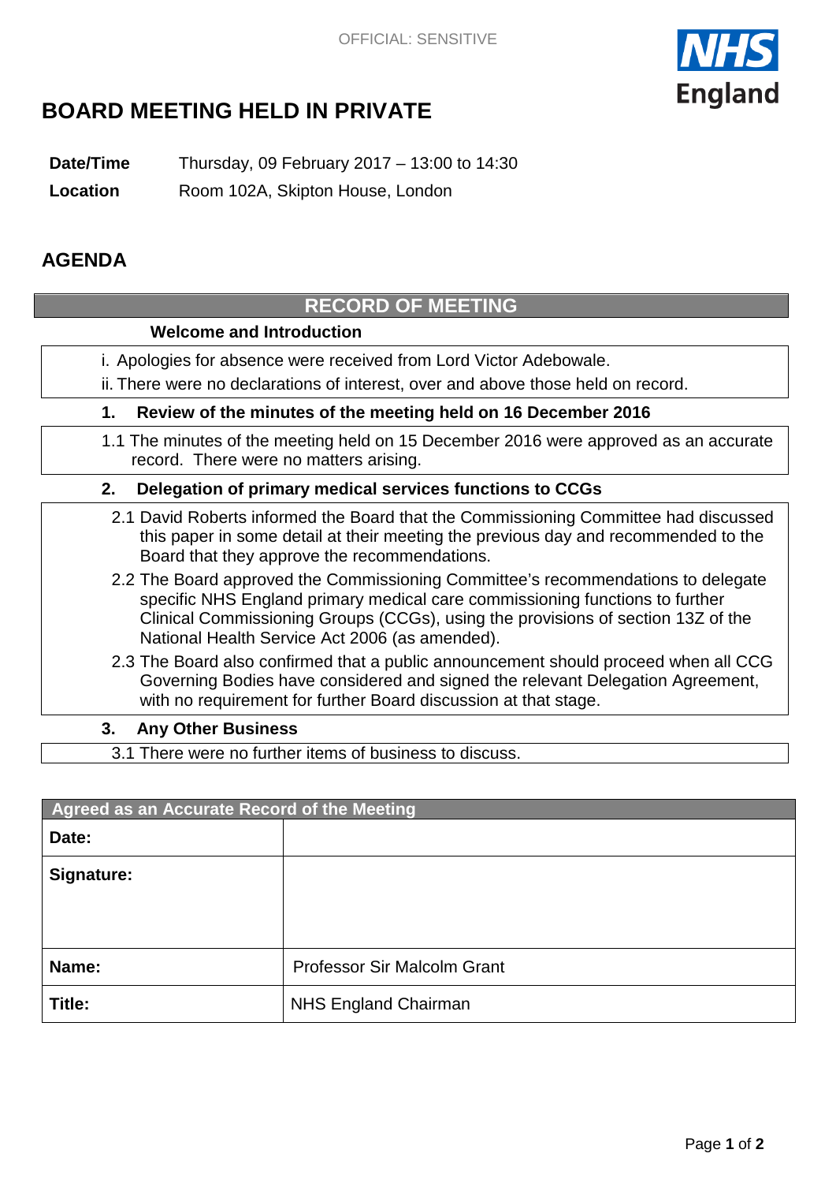OFFICIAL: SENSITIVE

# BOARD MEETING HELD IN PRIVATE

**Date/Time** Thursday, 09 February 2017 – 13:00 to 14:30

**Location** Room 102A, Skipton House, London

## AGENDA

### RECORD OF MEETING

**Welcome and Introduction**

i. Apologies for absence were received from Lord Victor Adebowale.

ii. There were no declarations of interest, over and above those held on record.

**1. Review of the minutes of the meeting held on 16 December 2016**

1.1 The minutes of the meeting held on 15 December 2016 were approved as an accurate record. There were no matters arising.

**2. Delegation of primary medical services functions to CCGs**

2.1 David Roberts informed the Board that the Commissioning Committee had discussed this paper in some detail at their meeting the previous day and recommended to the Board that they approve the recommendations.

2.2 The Board approved the Commissioning Committee's recommendations to delegate specific NHS England primary medical care commissioning functions to further Clinical Commissioning Groups (CCGs), using the provisions of section 13Z of the National Health Service Act 2006 (as amended).

2.3 The Board also confirmed that a public announcement should proceed when all CCG Governing Bodies have considered and signed the relevant Delegation Agreement, with no requirement for further Board discussion at that stage.

**3. Any Other Business**

3.1 There were no further items of business to discuss.

| Agreed as an Accurate Record of the Meeting | |
|---|---|
| **Date:** | |
| **Signature:** | |
| **Name:** | Professor Sir Malcolm Grant |
| **Title:** | NHS England Chairman |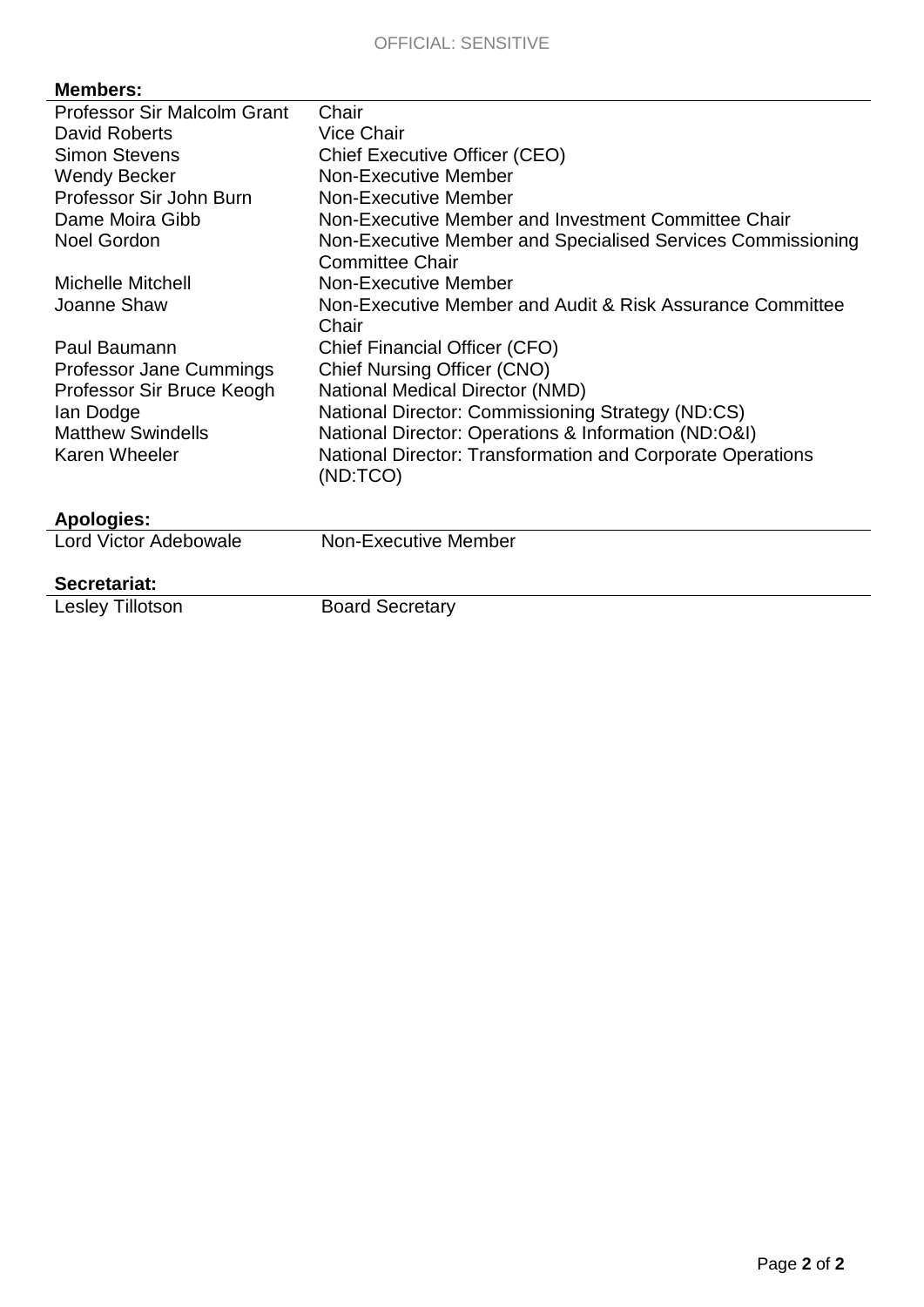**Members:**

| | |
|---|---|
| Professor Sir Malcolm Grant | Chair |
| David Roberts | Vice Chair |
| Simon Stevens | Chief Executive Officer (CEO) |
| Wendy Becker | Non-Executive Member |
| Professor Sir John Burn | Non-Executive Member |
| Dame Moira Gibb | Non-Executive Member and Investment Committee Chair |
| Noel Gordon | Non-Executive Member and Specialised Services Commissioning Committee Chair |
| Michelle Mitchell | Non-Executive Member |
| Joanne Shaw | Non-Executive Member and Audit & Risk Assurance Committee Chair |
| Paul Baumann | Chief Financial Officer (CFO) |
| Professor Jane Cummings | Chief Nursing Officer (CNO) |
| Professor Sir Bruce Keogh | National Medical Director (NMD) |
| Ian Dodge | National Director: Commissioning Strategy (ND:CS) |
| Matthew Swindells | National Director: Operations & Information (ND:O&I) |
| Karen Wheeler | National Director: Transformation and Corporate Operations (ND:TCO) |

**Apologies:**

| | |
|---|---|
| Lord Victor Adebowale | Non-Executive Member |

**Secretariat:**

| | |
|---|---|
| Lesley Tillotson | Board Secretary |